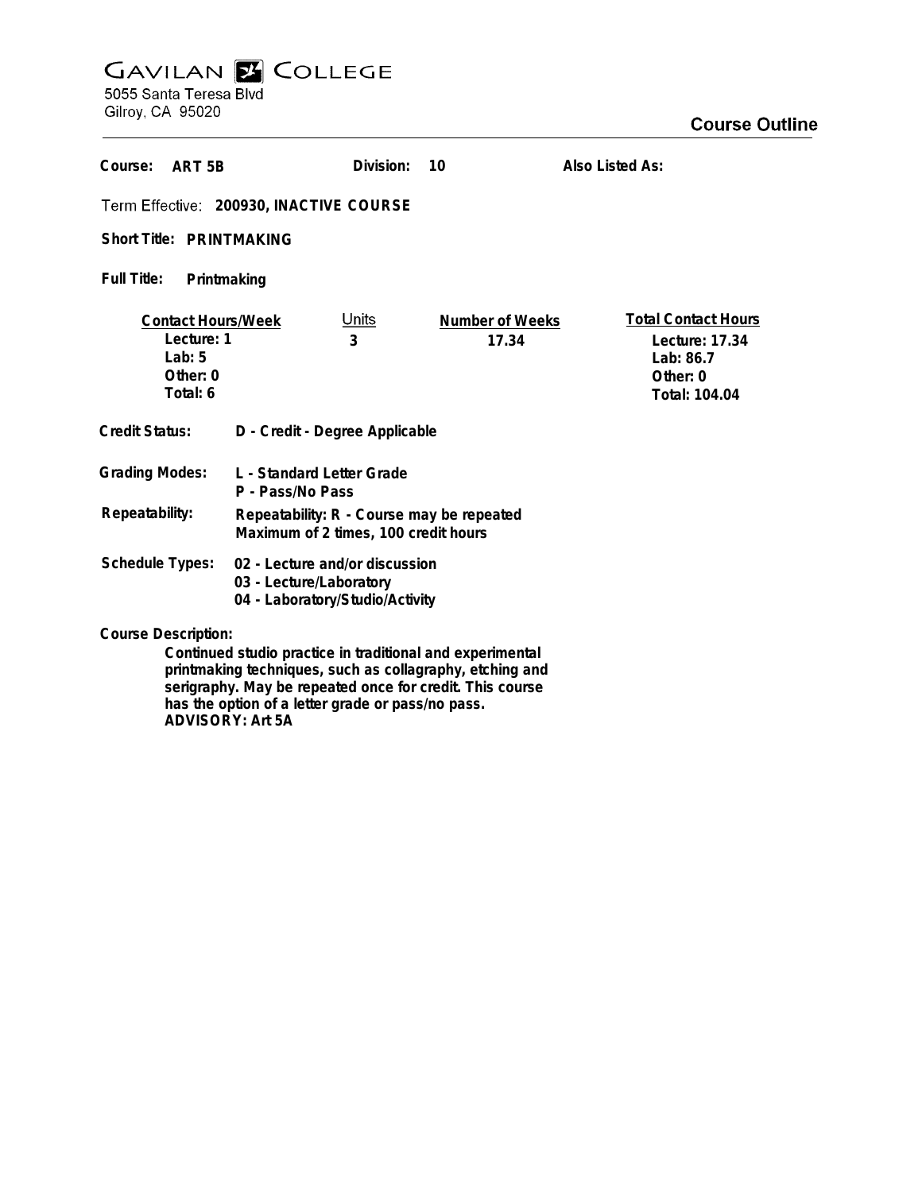# GAVILAN COLLEGE

5055 Santa Teresa Blvd
Gilroy, CA 95020

## Course Outline

**Course:** ART 5B **Division:** 10 **Also Listed As:**

**Term Effective:** 200930, INACTIVE COURSE

**Short Title:** PRINTMAKING

**Full Title:** Printmaking

| Contact Hours/Week | Units | Number of Weeks | Total Contact Hours |
|---|---|---|---|
| Lecture: 1 | 3 | 17.34 | Lecture: 17.34 |
| Lab: 5 | | | Lab: 86.7 |
| Other: 0 | | | Other: 0 |
| Total: 6 | | | Total: 104.04 |

**Credit Status:** D - Credit - Degree Applicable

**Grading Modes:** L - Standard Letter Grade
P - Pass/No Pass

**Repeatability:** Repeatability: R - Course may be repeated
Maximum of 2 times, 100 credit hours

**Schedule Types:** 02 - Lecture and/or discussion
03 - Lecture/Laboratory
04 - Laboratory/Studio/Activity

**Course Description:**

Continued studio practice in traditional and experimental printmaking techniques, such as collagraphy, etching and serigraphy. May be repeated once for credit. This course has the option of a letter grade or pass/no pass.
ADVISORY: Art 5A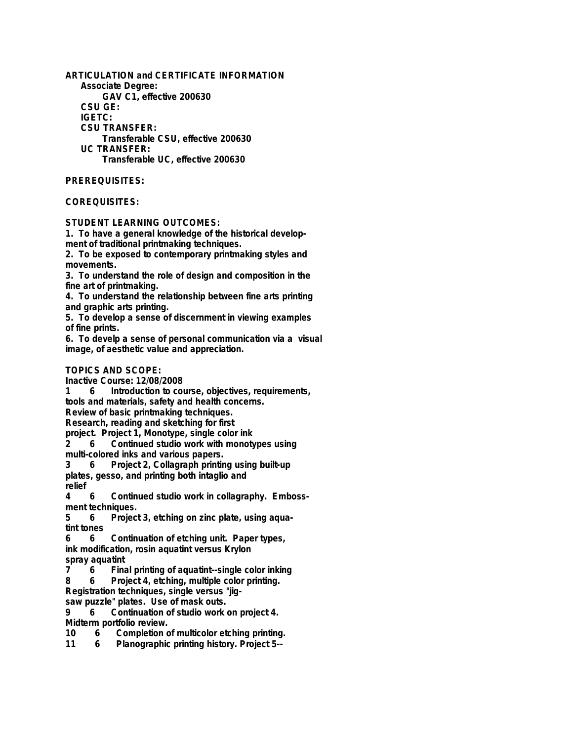**ARTICULATION and CERTIFICATE INFORMATION**

**Associate Degree:**

**GAV C1, effective 200630**

**CSU GE:**

**IGETC:**

**CSU TRANSFER:**

**Transferable CSU, effective 200630**

**UC TRANSFER:**

**Transferable UC, effective 200630**

**PREREQUISITES:**

**COREQUISITES:**

**STUDENT LEARNING OUTCOMES:**

1. To have a general knowledge of the historical development of traditional printmaking techniques.
2. To be exposed to contemporary printmaking styles and movements.
3. To understand the role of design and composition in the fine art of printmaking.
4. To understand the relationship between fine arts printing and graphic arts printing.
5. To develop a sense of discernment in viewing examples of fine prints.
6. To develp a sense of personal communication via a visual image, of aesthetic value and appreciation.

**TOPICS AND SCOPE:**

Inactive Course: 12/08/2008

1 6 Introduction to course, objectives, requirements, tools and materials, safety and health concerns. Review of basic printmaking techniques. Research, reading and sketching for first project. Project 1, Monotype, single color ink

2 6 Continued studio work with monotypes using multi-colored inks and various papers.

3 6 Project 2, Collagraph printing using built-up plates, gesso, and printing both intaglio and relief

4 6 Continued studio work in collagraphy. Embossment techniques.

5 6 Project 3, etching on zinc plate, using aquatint tones

6 6 Continuation of etching unit. Paper types, ink modification, rosin aquatint versus Krylon spray aquatint

7 6 Final printing of aquatint--single color inking

8 6 Project 4, etching, multiple color printing. Registration techniques, single versus "jigsaw puzzle" plates. Use of mask outs.

9 6 Continuation of studio work on project 4. Midterm portfolio review.

10 6 Completion of multicolor etching printing.

11 6 Planographic printing history. Project 5--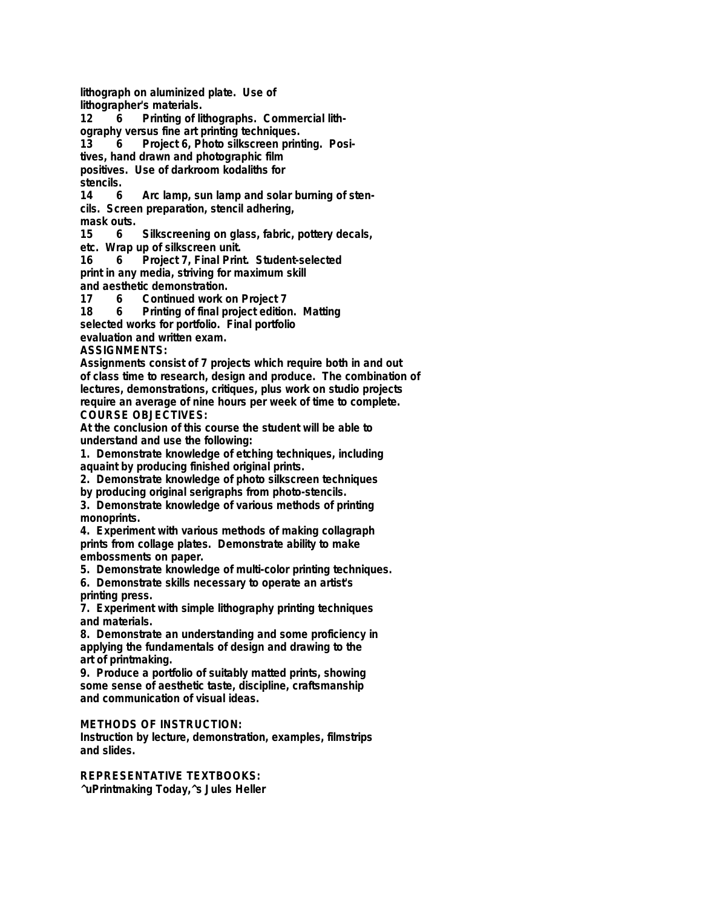lithograph on aluminized plate. Use of lithographer's materials.

12 6 Printing of lithographs. Commercial lithography versus fine art printing techniques.

13 6 Project 6, Photo silkscreen printing. Positives, hand drawn and photographic film positives. Use of darkroom kodaliths for stencils.

14 6 Arc lamp, sun lamp and solar burning of stencils. Screen preparation, stencil adhering, mask outs.

15 6 Silkscreening on glass, fabric, pottery decals, etc. Wrap up of silkscreen unit.

16 6 Project 7, Final Print. Student-selected print in any media, striving for maximum skill and aesthetic demonstration.

17 6 Continued work on Project 7

18 6 Printing of final project edition. Matting selected works for portfolio. Final portfolio evaluation and written exam.

**ASSIGNMENTS:**

Assignments consist of 7 projects which require both in and out of class time to research, design and produce. The combination of lectures, demonstrations, critiques, plus work on studio projects require an average of nine hours per week of time to complete.

**COURSE OBJECTIVES:**

At the conclusion of this course the student will be able to understand and use the following:

1. Demonstrate knowledge of etching techniques, including aquaint by producing finished original prints.
2. Demonstrate knowledge of photo silkscreen techniques by producing original serigraphs from photo-stencils.
3. Demonstrate knowledge of various methods of printing monoprints.
4. Experiment with various methods of making collagraph prints from collage plates. Demonstrate ability to make embossments on paper.
5. Demonstrate knowledge of multi-color printing techniques.
6. Demonstrate skills necessary to operate an artist's printing press.
7. Experiment with simple lithography printing techniques and materials.
8. Demonstrate an understanding and some proficiency in applying the fundamentals of design and drawing to the art of printmaking.
9. Produce a portfolio of suitably matted prints, showing some sense of aesthetic taste, discipline, craftsmanship and communication of visual ideas.

**METHODS OF INSTRUCTION:**

Instruction by lecture, demonstration, examples, filmstrips and slides.

**REPRESENTATIVE TEXTBOOKS:**

^uPrintmaking Today,^s Jules Heller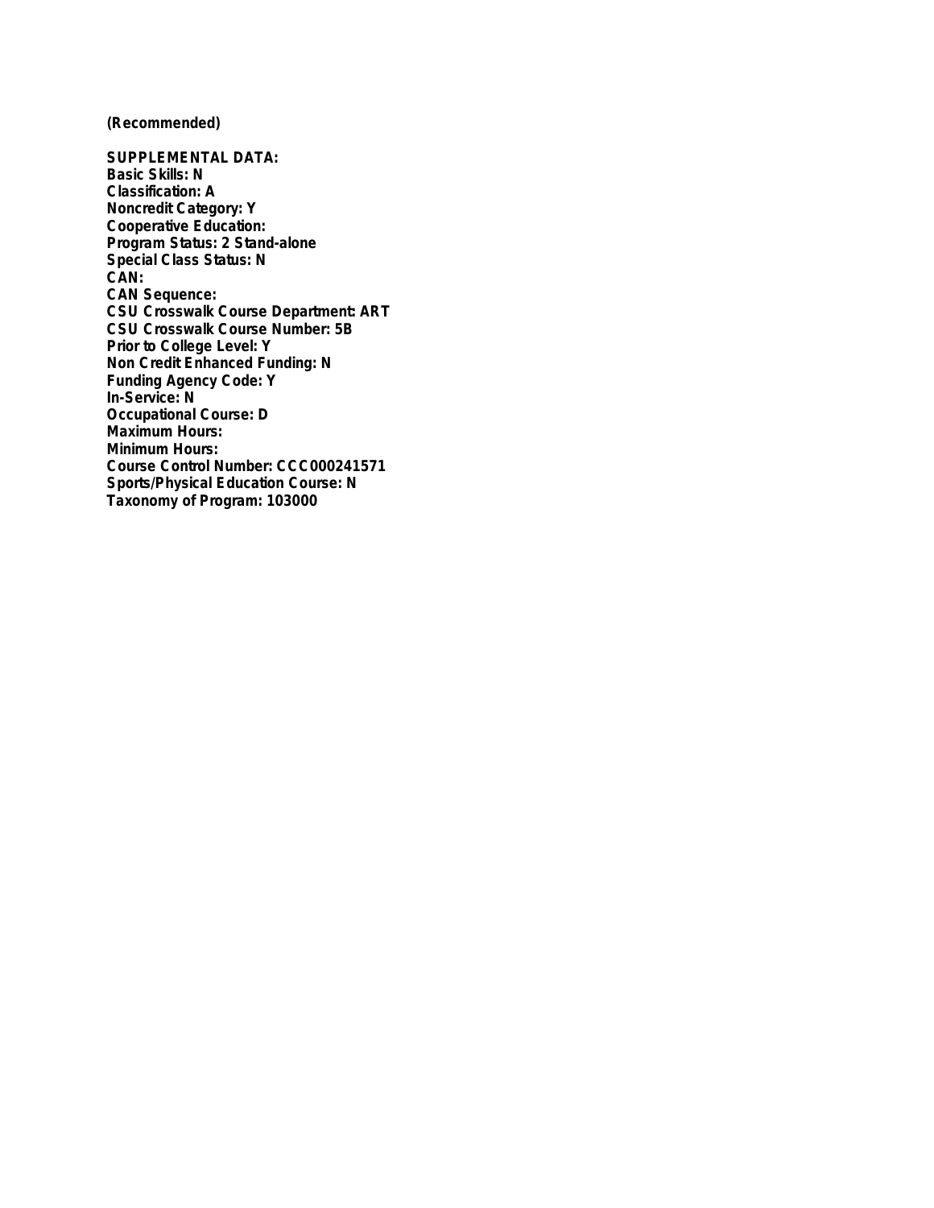**(Recommended)**

**SUPPLEMENTAL DATA:**
**Basic Skills: N**
**Classification: A**
**Noncredit Category: Y**
**Cooperative Education:**
**Program Status: 2 Stand-alone**
**Special Class Status: N**
**CAN:**
**CAN Sequence:**
**CSU Crosswalk Course Department: ART**
**CSU Crosswalk Course Number: 5B**
**Prior to College Level: Y**
**Non Credit Enhanced Funding: N**
**Funding Agency Code: Y**
**In-Service: N**
**Occupational Course: D**
**Maximum Hours:**
**Minimum Hours:**
**Course Control Number: CCC000241571**
**Sports/Physical Education Course: N**
**Taxonomy of Program: 103000**